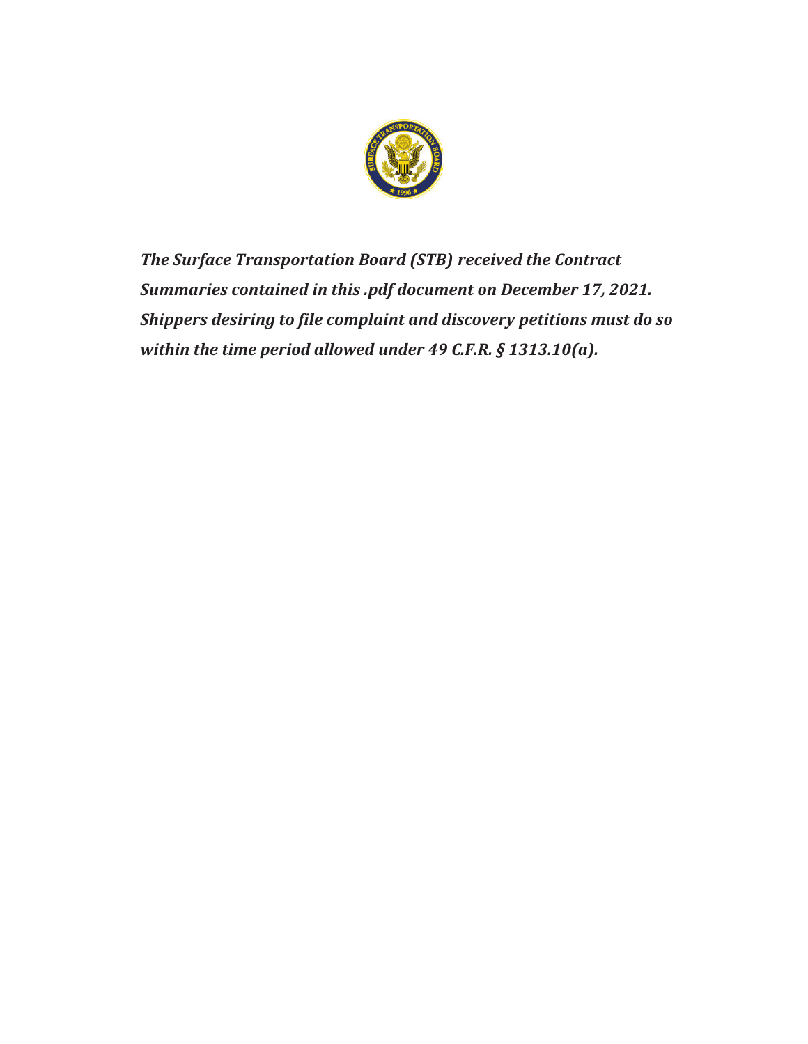***The Surface Transportation Board (STB) received the Contract Summaries contained in this .pdf document on December 17, 2021. Shippers desiring to file complaint and discovery petitions must do so within the time period allowed under 49 C.F.R. § 1313.10(a).***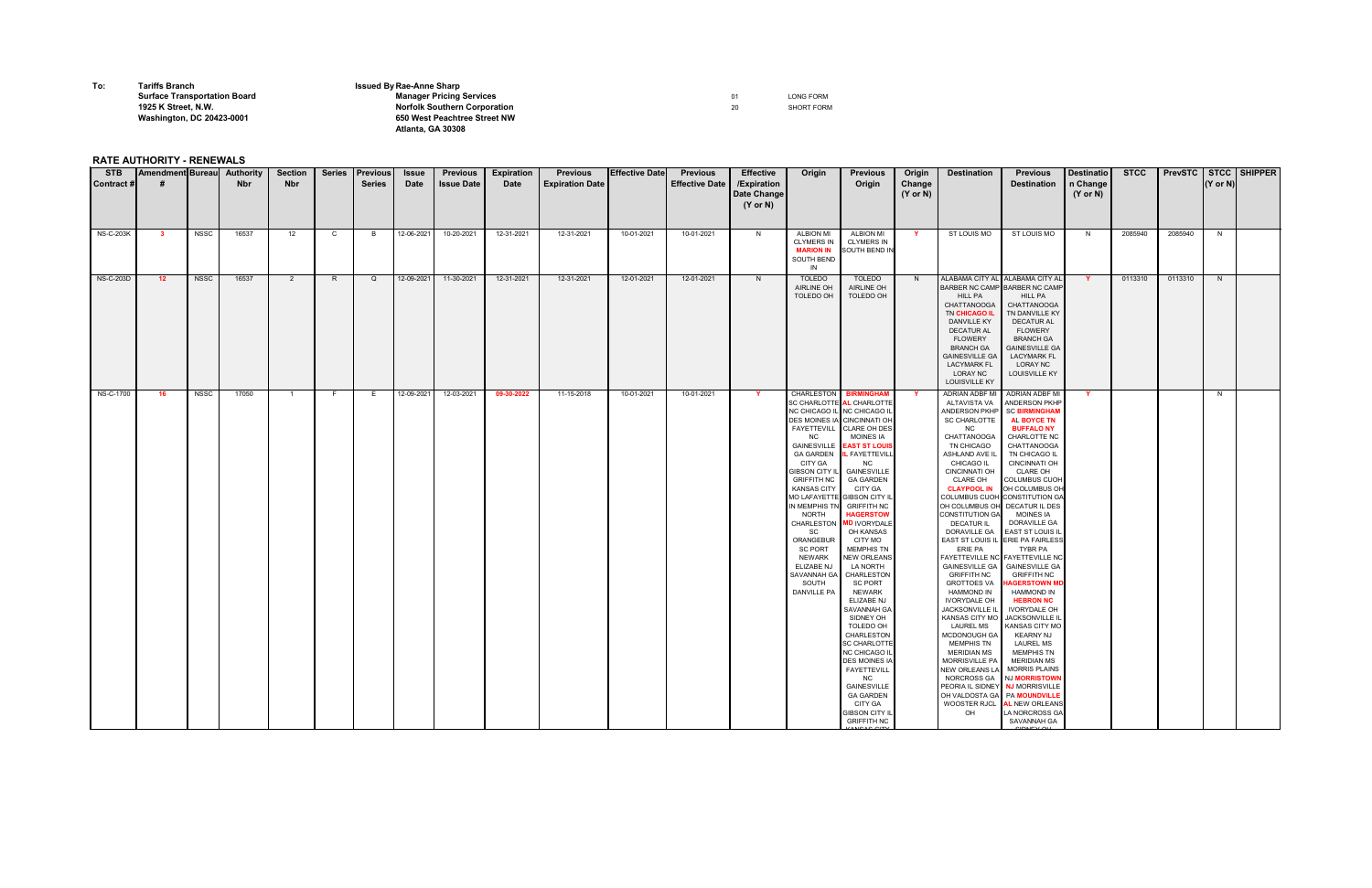**To:** Tariffs Branch
Surface Transportation Board
1925 K Street, N.W.
Washington, DC 20423-0001

**Issued By** Rae-Anne Sharp
Manager Pricing Services
Norfolk Southern Corporation
650 West Peachtree Street NW
Atlanta, GA 30308

01 LONG FORM
20 SHORT FORM

## RATE AUTHORITY - RENEWALS

| STB Contract # | Amendment # | Bureau | Authority Nbr | Section Nbr | Series | Previous Series | Issue Date | Previous Issue Date | Expiration Date | Previous Expiration Date | Effective Date | Previous Effective Date | Effective /Expiration Date Change (Y or N) | Origin | Previous Origin | Origin Change (Y or N) | Destination | Previous Destination | Destination Change (Y or N) | STCC | PrevSTCC | STCC (Y or N) | SHIPPER |
|---|---|---|---|---|---|---|---|---|---|---|---|---|---|---|---|---|---|---|---|---|---|---|---|
| NS-C-203K | 3 | NSSC | 16537 | 12 | C | B | 12-06-2021 | 10-20-2021 | 12-31-2021 | 12-31-2021 | 10-01-2021 | 10-01-2021 | N | ALBION MI CLYMERS IN MARION IN SOUTH BEND IN | ALBION MI CLYMERS IN SOUTH BEND IN | Y | ST LOUIS MO | ST LOUIS MO | N | 2085940 | 2085940 | N | |
| NS-C-203D | 12 | NSSC | 16537 | 2 | R | Q | 12-09-2021 | 11-30-2021 | 12-31-2021 | 12-31-2021 | 12-01-2021 | 12-01-2021 | N | TOLEDO AIRLINE OH TOLEDO OH | TOLEDO AIRLINE OH TOLEDO OH | N | ALABAMA CITY AL BARBER NC CAMP HILL PA CHATTANOOGA TN CHICAGO IL DANVILLE KY DECATUR AL FLOWERY BRANCH GA GAINESVILLE GA LACYMARK FL LORAY NC LOUISVILLE KY | ALABAMA CITY AL BARBER NC CAMP HILL PA CHATTANOOGA TN DANVILLE KY DECATUR AL FLOWERY BRANCH GA GAINESVILLE GA LACYMARK FL LORAY NC LOUISVILLE KY | Y | 0113310 | 0113310 | N | |
| NS-C-1700 | 16 | NSSC | 17050 | 1 | F | E | 12-09-2021 | 12-03-2021 | 09-30-2022 | 11-15-2018 | 10-01-2021 | 10-01-2021 | Y | CHARLESTON SC CHARLOTTE NC CHICAGO IL DES MOINES IA FAYETTEVILL NC GAINESVILLE GA GARDEN CITY GA GIBSON CITY IL GRIFFITH NC KANSAS CITY MO LAFAYETTE IN MEMPHIS TN NORTH CHARLESTON SC ORANGEBUR SC PORT NEWARK ELIZABE NJ SAVANNAH GA SOUTH DANVILLE PA | BIRMINGHAM AL CHARLOTTE NC CHICAGO IL CINCINNATI OH CLARE OH DES MOINES IA EAST ST LOUIS IL FAYETTEVILL NC GAINESVILLE GA GARDEN CITY GA GIBSON CITY IL GRIFFITH NC HAGERSTOW MD IVORYDALE OH KANSAS CITY MO MEMPHIS TN NEW ORLEANS LA NORTH CHARLESTON SC PORT NEWARK ELIZABE NJ SAVANNAH GA SIDNEY OH TOLEDO OH CHARLESTON SC CHARLOTTE NC CHICAGO IL DES MOINES IA FAYETTEVILL NC GAINESVILLE GA GARDEN CITY GA GIBSON CITY IL GRIFFITH NC KANSAS CITY | Y | ADRIAN ADBF MI ALTAVISTA VA ANDERSON PKHP SC CHARLOTTE NC CHATTANOOGA TN CHICAGO ASHLAND AVE IL CHICAGO IL CINCINNATI OH CLARE OH CLAYPOOL IN COLUMBUS CUOH OH COLUMBUS OH CONSTITUTION GA DECATUR IL DORAVILLE GA EAST ST LOUIS IL ERIE PA FAYETTEVILLE NC GAINESVILLE GA GRIFFITH NC GROTTOES VA HAMMOND IN IVORYDALE OH JACKSONVILLE IL KANSAS CITY MO LAUREL MS MCDONOUGH GA MEMPHIS TN MERIDIAN MS MORRISVILLE PA NEW ORLEANS LA NORCROSS GA PEORIA IL SIDNEY OH VALDOSTA GA WOOSTER RJCL OH | ADRIAN ADBF MI ANDERSON PKHP SC BIRMINGHAM AL BOYCE TN BUFFALO NY CHARLOTTE NC CHATTANOOGA TN CHICAGO IL CINCINNATI OH CLARE OH COLUMBUS CUOH OH COLUMBUS OH CONSTITUTION GA DECATUR IL DES MOINES IA DORAVILLE GA EAST ST LOUIS IL ERIE PA FAIRLESS TYBR PA FAYETTEVILLE NC GAINESVILLE GA GRIFFITH NC HAGERSTOWN MD HAMMOND IN HEBRON NC IVORYDALE OH JACKSONVILLE IL KANSAS CITY MO KEARNY NJ LAUREL MS MEMPHIS TN MERIDIAN MS MORRIS PLAINS NJ MORRISTOWN NJ MORRISVILLE PA MOUNDVILLE AL NEW ORLEANS LA NORCROSS GA SAVANNAH GA SIDNEY OH | Y | | | N | |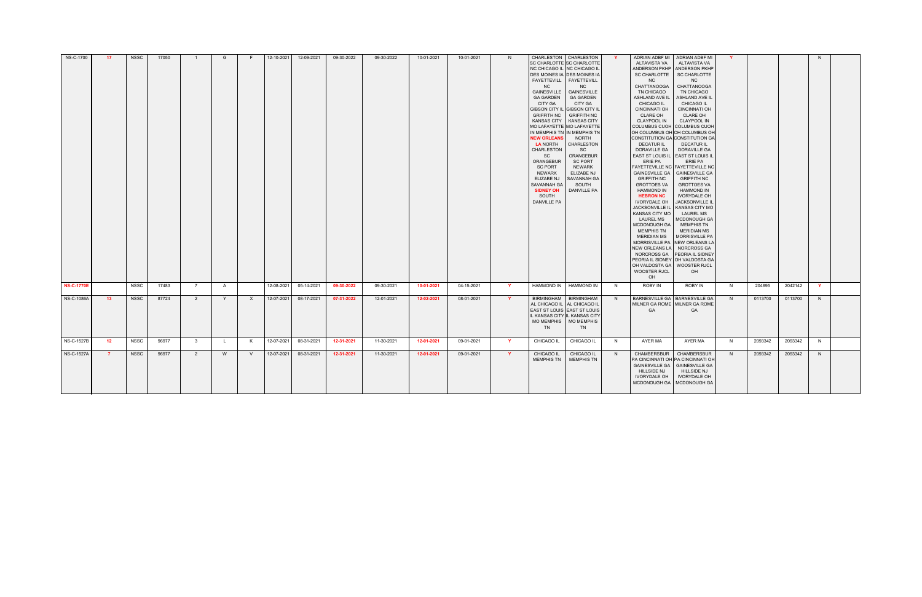| | | | | | | | | | | | | | | | | | | | | | | | | |
|---|---|---|---|---|---|---|---|---|---|---|---|---|---|---|---|---|---|---|---|---|---|---|---|---|
| NS-C-1700 | 17 | NSSC | 17050 | 1 | G | F | 12-10-2021 | 12-09-2021 | 09-30-2022 | 09-30-2022 | 10-01-2021 | 10-01-2021 | N | CHARLESTON SC CHARLOTTE NC CHICAGO IL DES MOINES IA FAYETTEVILL NC GAINESVILLE GA GARDEN CITY GA GIBSON CITY IL GRIFFITH NC KANSAS CITY MO LAFAYETTE IN MEMPHIS TN NEW ORLEANS LA NORTH CHARLESTON SC ORANGEBUR SC PORT NEWARK ELIZABE NJ SAVANNAH GA SIDNEY OH SOUTH DANVILLE PA | CHARLESTON SC CHARLOTTE NC CHICAGO IL DES MOINES IA FAYETTEVILL NC GAINESVILLE GA GARDEN CITY GA GIBSON CITY IL GRIFFITH NC KANSAS CITY MO LAFAYETTE IN MEMPHIS TN NORTH CHARLESTON SC ORANGEBUR SC PORT NEWARK ELIZABE NJ SAVANNAH GA SOUTH DANVILLE PA | Y | ADRIAN ADBF MI ALTAVISTA VA ANDERSON PKHP SC CHARLOTTE NC CHATTANOOGA TN CHICAGO ASHLAND AVE IL CHICAGO IL CINCINNATI OH CLARE OH CLAYPOOL IN COLUMBUS CUOH OH COLUMBUS OH CONSTITUTION GA DECATUR IL DORAVILLE GA EAST ST LOUIS IL ERIE PA FAYETTEVILLE NC GAINESVILLE GA GRIFFITH NC GROTTOES VA HAMMOND IN HEBRON NC IVORYDALE OH JACKSONVILLE IL KANSAS CITY MO LAUREL MS MCDONOUGH GA MEMPHIS TN MERIDIAN MS MORRISVILLE PA NEW ORLEANS LA NORCROSS GA PEORIA IL SIDNEY OH VALDOSTA GA WOOSTER RJCL OH | ADRIAN ADBF MI ALTAVISTA VA ANDERSON PKHP SC CHARLOTTE NC CHATTANOOGA TN CHICAGO ASHLAND AVE IL CHICAGO IL CINCINNATI OH CLARE OH CLAYPOOL IN COLUMBUS CUOH OH COLUMBUS OH CONSTITUTION GA DECATUR IL DORAVILLE GA EAST ST LOUIS IL ERIE PA FAYETTEVILLE NC GAINESVILLE GA GRIFFITH NC GROTTOES VA HAMMOND IN IVORYDALE OH JACKSONVILLE IL KANSAS CITY MO LAUREL MS MCDONOUGH GA MEMPHIS TN MERIDIAN MS MORRISVILLE PA NEW ORLEANS LA NORCROSS GA PEORIA IL SIDNEY OH VALDOSTA GA WOOSTER RJCL OH | Y | | | N | |
| NS-C-1770E | | NSSC | 17483 | 7 | A | | 12-08-2021 | 05-14-2021 | 09-30-2022 | 09-30-2021 | 10-01-2021 | 04-15-2021 | Y | HAMMOND IN | HAMMOND IN | N | ROBY IN | ROBY IN | N | 204695 | 2042142 | Y | |
| NS-C-1086A | 13 | NSSC | 87724 | 2 | Y | X | 12-07-2021 | 08-17-2021 | 07-31-2022 | 12-01-2021 | 12-02-2021 | 08-01-2021 | Y | BIRMINGHAM AL CHICAGO IL EAST ST LOUIS IL KANSAS CITY MO MEMPHIS TN | BIRMINGHAM AL CHICAGO IL EAST ST LOUIS IL KANSAS CITY MO MEMPHIS TN | N | BARNESVILLE GA MILNER GA ROME GA | BARNESVILLE GA MILNER GA ROME GA | N | 0113700 | 0113700 | N | |
| NS-C-1527B | 12 | NSSC | 96977 | 3 | L | K | 12-07-2021 | 08-31-2021 | 12-31-2021 | 11-30-2021 | 12-01-2021 | 09-01-2021 | Y | CHICAGO IL | CHICAGO IL | N | AYER MA | AYER MA | N | 2093342 | 2093342 | N | |
| NS-C-1527A | 7 | NSSC | 96977 | 2 | W | V | 12-07-2021 | 08-31-2021 | 12-31-2021 | 11-30-2021 | 12-01-2021 | 09-01-2021 | Y | CHICAGO IL MEMPHIS TN | CHICAGO IL MEMPHIS TN | N | CHAMBERSBUR PA CINCINNATI OH GAINESVILLE GA HILLSIDE NJ IVORYDALE OH MCDONOUGH GA | CHAMBERSBUR PA CINCINNATI OH GAINESVILLE GA HILLSIDE NJ IVORYDALE OH MCDONOUGH GA | N | 2093342 | 2093342 | N | |